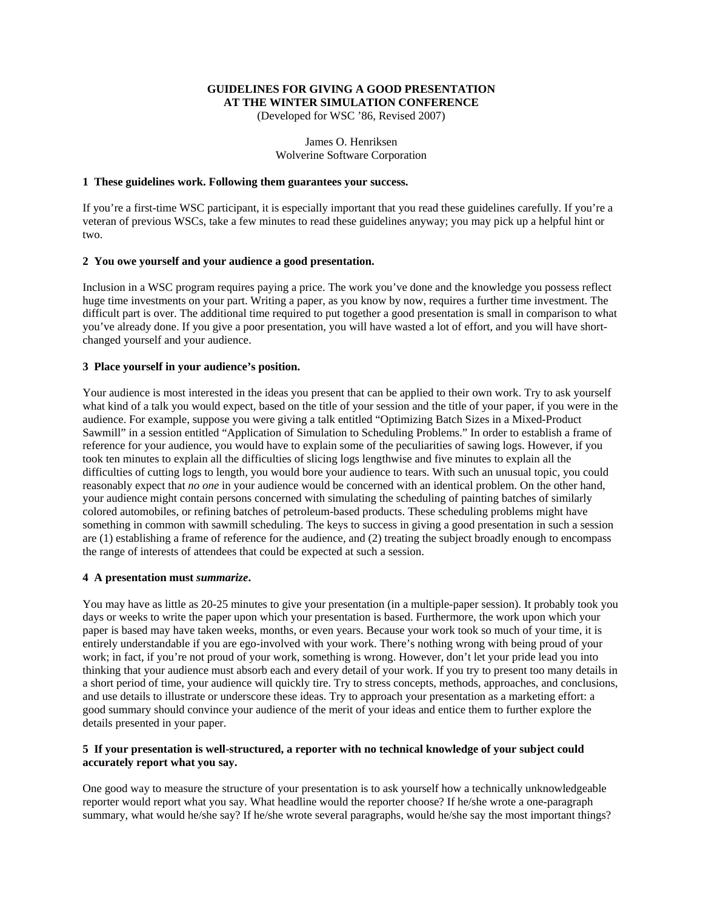# GUIDELINES FOR GIVING A GOOD PRESENTATION AT THE WINTER SIMULATION CONFERENCE

(Developed for WSC '86, Revised 2007)

James O. Henriksen
Wolverine Software Corporation

## 1 These guidelines work. Following them guarantees your success.

If you're a first-time WSC participant, it is especially important that you read these guidelines carefully. If you're a veteran of previous WSCs, take a few minutes to read these guidelines anyway; you may pick up a helpful hint or two.

## 2 You owe yourself and your audience a good presentation.

Inclusion in a WSC program requires paying a price. The work you've done and the knowledge you possess reflect huge time investments on your part. Writing a paper, as you know by now, requires a further time investment. The difficult part is over. The additional time required to put together a good presentation is small in comparison to what you've already done. If you give a poor presentation, you will have wasted a lot of effort, and you will have short-changed yourself and your audience.

## 3 Place yourself in your audience's position.

Your audience is most interested in the ideas you present that can be applied to their own work. Try to ask yourself what kind of a talk you would expect, based on the title of your session and the title of your paper, if you were in the audience. For example, suppose you were giving a talk entitled "Optimizing Batch Sizes in a Mixed-Product Sawmill" in a session entitled "Application of Simulation to Scheduling Problems." In order to establish a frame of reference for your audience, you would have to explain some of the peculiarities of sawing logs. However, if you took ten minutes to explain all the difficulties of slicing logs lengthwise and five minutes to explain all the difficulties of cutting logs to length, you would bore your audience to tears. With such an unusual topic, you could reasonably expect that *no one* in your audience would be concerned with an identical problem. On the other hand, your audience might contain persons concerned with simulating the scheduling of painting batches of similarly colored automobiles, or refining batches of petroleum-based products. These scheduling problems might have something in common with sawmill scheduling. The keys to success in giving a good presentation in such a session are (1) establishing a frame of reference for the audience, and (2) treating the subject broadly enough to encompass the range of interests of attendees that could be expected at such a session.

## 4 A presentation must *summarize*.

You may have as little as 20-25 minutes to give your presentation (in a multiple-paper session). It probably took you days or weeks to write the paper upon which your presentation is based. Furthermore, the work upon which your paper is based may have taken weeks, months, or even years. Because your work took so much of your time, it is entirely understandable if you are ego-involved with your work. There's nothing wrong with being proud of your work; in fact, if you're not proud of your work, something is wrong. However, don't let your pride lead you into thinking that your audience must absorb each and every detail of your work. If you try to present too many details in a short period of time, your audience will quickly tire. Try to stress concepts, methods, approaches, and conclusions, and use details to illustrate or underscore these ideas. Try to approach your presentation as a marketing effort: a good summary should convince your audience of the merit of your ideas and entice them to further explore the details presented in your paper.

## 5 If your presentation is well-structured, a reporter with no technical knowledge of your subject could accurately report what you say.

One good way to measure the structure of your presentation is to ask yourself how a technically unknowledgeable reporter would report what you say. What headline would the reporter choose? If he/she wrote a one-paragraph summary, what would he/she say? If he/she wrote several paragraphs, would he/she say the most important things?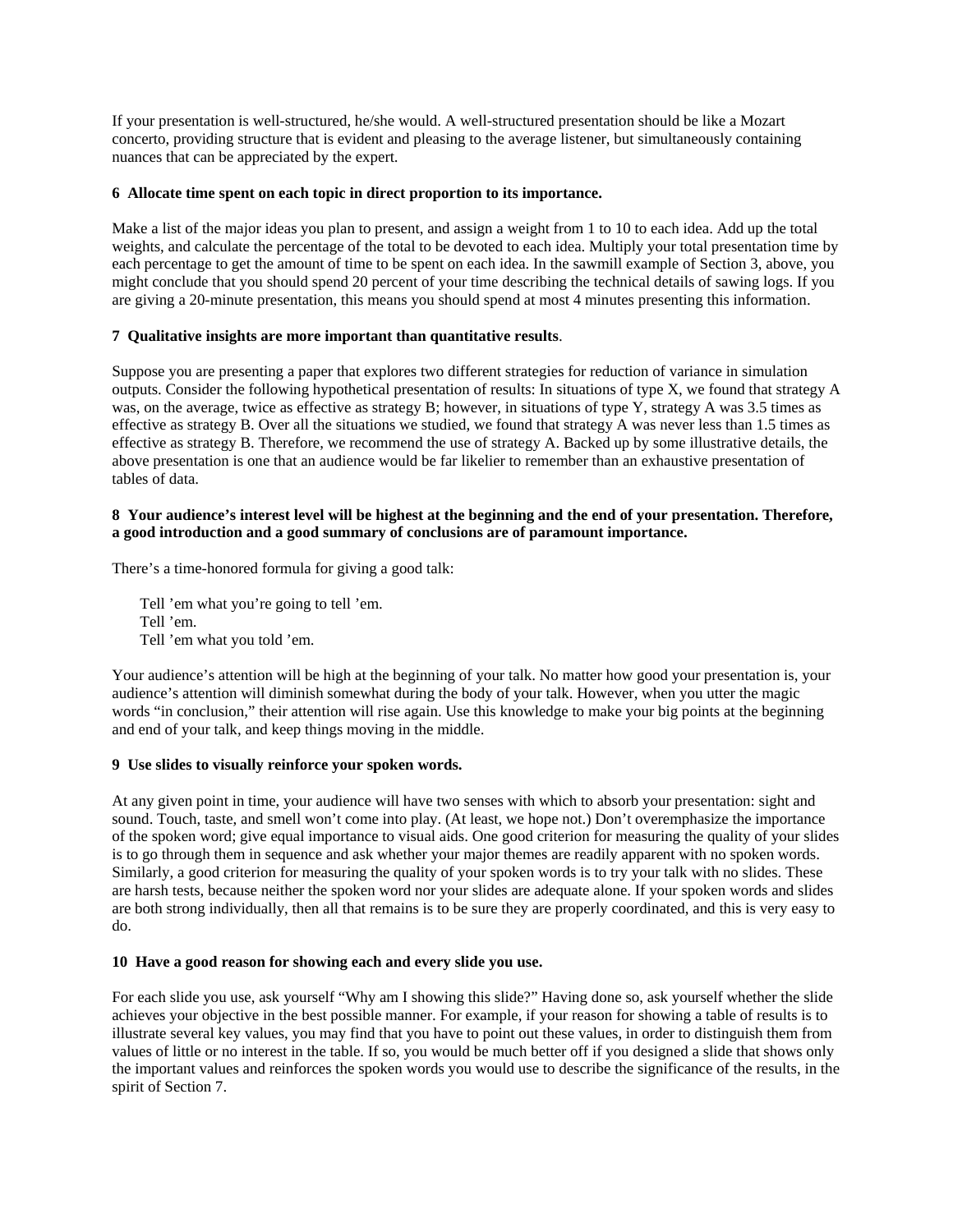If your presentation is well-structured, he/she would. A well-structured presentation should be like a Mozart concerto, providing structure that is evident and pleasing to the average listener, but simultaneously containing nuances that can be appreciated by the expert.

**6 Allocate time spent on each topic in direct proportion to its importance.**

Make a list of the major ideas you plan to present, and assign a weight from 1 to 10 to each idea. Add up the total weights, and calculate the percentage of the total to be devoted to each idea. Multiply your total presentation time by each percentage to get the amount of time to be spent on each idea. In the sawmill example of Section 3, above, you might conclude that you should spend 20 percent of your time describing the technical details of sawing logs. If you are giving a 20-minute presentation, this means you should spend at most 4 minutes presenting this information.

**7 Qualitative insights are more important than quantitative results**.

Suppose you are presenting a paper that explores two different strategies for reduction of variance in simulation outputs. Consider the following hypothetical presentation of results: In situations of type X, we found that strategy A was, on the average, twice as effective as strategy B; however, in situations of type Y, strategy A was 3.5 times as effective as strategy B. Over all the situations we studied, we found that strategy A was never less than 1.5 times as effective as strategy B. Therefore, we recommend the use of strategy A. Backed up by some illustrative details, the above presentation is one that an audience would be far likelier to remember than an exhaustive presentation of tables of data.

**8 Your audience's interest level will be highest at the beginning and the end of your presentation. Therefore, a good introduction and a good summary of conclusions are of paramount importance.**

There's a time-honored formula for giving a good talk:

> Tell 'em what you're going to tell 'em.
> Tell 'em.
> Tell 'em what you told 'em.

Your audience's attention will be high at the beginning of your talk. No matter how good your presentation is, your audience's attention will diminish somewhat during the body of your talk. However, when you utter the magic words "in conclusion," their attention will rise again. Use this knowledge to make your big points at the beginning and end of your talk, and keep things moving in the middle.

**9 Use slides to visually reinforce your spoken words.**

At any given point in time, your audience will have two senses with which to absorb your presentation: sight and sound. Touch, taste, and smell won't come into play. (At least, we hope not.) Don't overemphasize the importance of the spoken word; give equal importance to visual aids. One good criterion for measuring the quality of your slides is to go through them in sequence and ask whether your major themes are readily apparent with no spoken words. Similarly, a good criterion for measuring the quality of your spoken words is to try your talk with no slides. These are harsh tests, because neither the spoken word nor your slides are adequate alone. If your spoken words and slides are both strong individually, then all that remains is to be sure they are properly coordinated, and this is very easy to do.

**10 Have a good reason for showing each and every slide you use.**

For each slide you use, ask yourself "Why am I showing this slide?" Having done so, ask yourself whether the slide achieves your objective in the best possible manner. For example, if your reason for showing a table of results is to illustrate several key values, you may find that you have to point out these values, in order to distinguish them from values of little or no interest in the table. If so, you would be much better off if you designed a slide that shows only the important values and reinforces the spoken words you would use to describe the significance of the results, in the spirit of Section 7.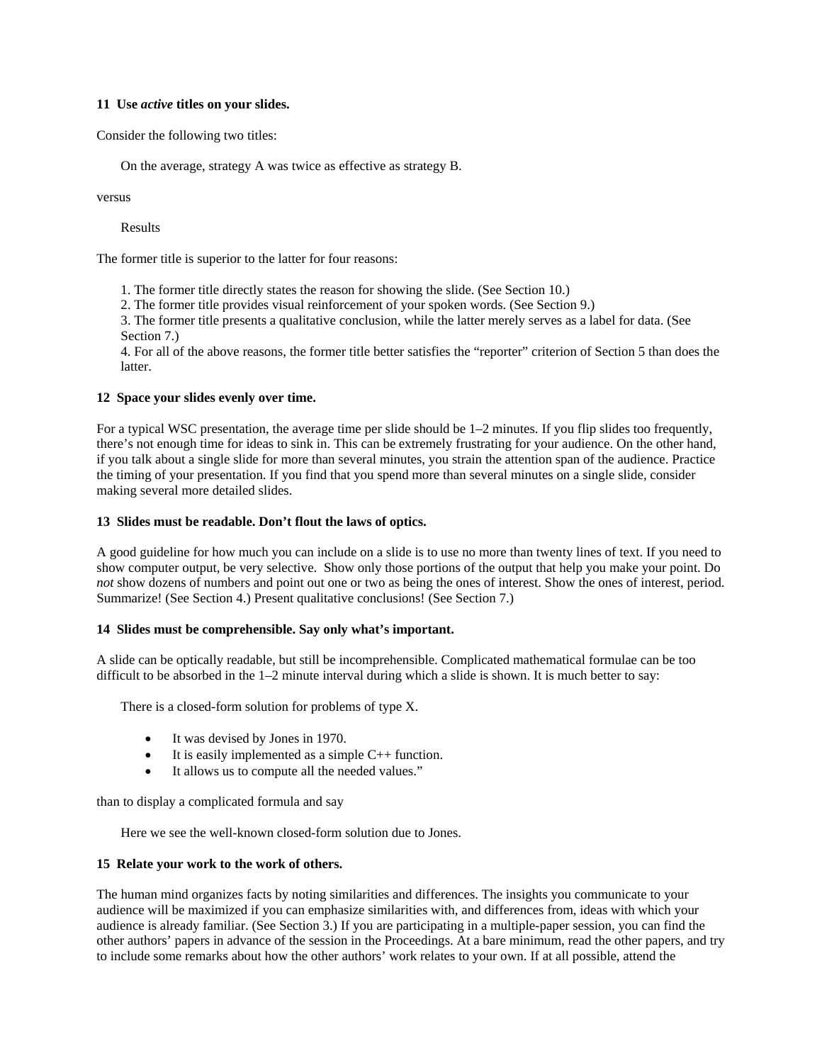**11 Use *active* titles on your slides.**

Consider the following two titles:

> On the average, strategy A was twice as effective as strategy B.

versus

> Results

The former title is superior to the latter for four reasons:

> 1. The former title directly states the reason for showing the slide. (See Section 10.)
> 2. The former title provides visual reinforcement of your spoken words. (See Section 9.)
> 3. The former title presents a qualitative conclusion, while the latter merely serves as a label for data. (See Section 7.)
> 4. For all of the above reasons, the former title better satisfies the "reporter" criterion of Section 5 than does the latter.

**12 Space your slides evenly over time.**

For a typical WSC presentation, the average time per slide should be 1–2 minutes. If you flip slides too frequently, there's not enough time for ideas to sink in. This can be extremely frustrating for your audience. On the other hand, if you talk about a single slide for more than several minutes, you strain the attention span of the audience. Practice the timing of your presentation. If you find that you spend more than several minutes on a single slide, consider making several more detailed slides.

**13 Slides must be readable. Don't flout the laws of optics.**

A good guideline for how much you can include on a slide is to use no more than twenty lines of text. If you need to show computer output, be very selective. Show only those portions of the output that help you make your point. Do *not* show dozens of numbers and point out one or two as being the ones of interest. Show the ones of interest, period. Summarize! (See Section 4.) Present qualitative conclusions! (See Section 7.)

**14 Slides must be comprehensible. Say only what's important.**

A slide can be optically readable, but still be incomprehensible. Complicated mathematical formulae can be too difficult to be absorbed in the 1–2 minute interval during which a slide is shown. It is much better to say:

> There is a closed-form solution for problems of type X.
>
> - It was devised by Jones in 1970.
> - It is easily implemented as a simple C++ function.
> - It allows us to compute all the needed values."

than to display a complicated formula and say

> Here we see the well-known closed-form solution due to Jones.

**15 Relate your work to the work of others.**

The human mind organizes facts by noting similarities and differences. The insights you communicate to your audience will be maximized if you can emphasize similarities with, and differences from, ideas with which your audience is already familiar. (See Section 3.) If you are participating in a multiple-paper session, you can find the other authors' papers in advance of the session in the Proceedings. At a bare minimum, read the other papers, and try to include some remarks about how the other authors' work relates to your own. If at all possible, attend the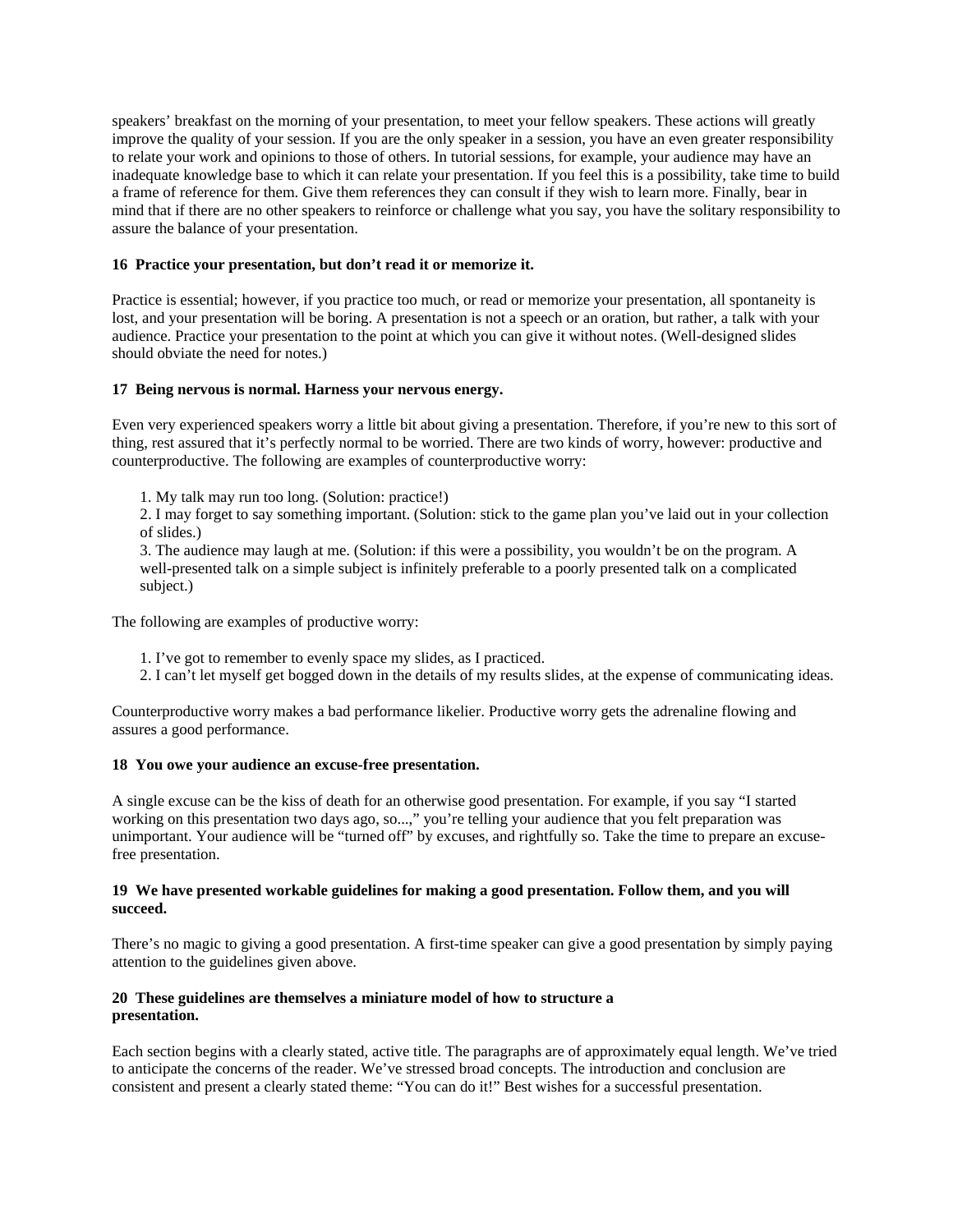speakers' breakfast on the morning of your presentation, to meet your fellow speakers. These actions will greatly improve the quality of your session. If you are the only speaker in a session, you have an even greater responsibility to relate your work and opinions to those of others. In tutorial sessions, for example, your audience may have an inadequate knowledge base to which it can relate your presentation. If you feel this is a possibility, take time to build a frame of reference for them. Give them references they can consult if they wish to learn more. Finally, bear in mind that if there are no other speakers to reinforce or challenge what you say, you have the solitary responsibility to assure the balance of your presentation.

**16 Practice your presentation, but don't read it or memorize it.**

Practice is essential; however, if you practice too much, or read or memorize your presentation, all spontaneity is lost, and your presentation will be boring. A presentation is not a speech or an oration, but rather, a talk with your audience. Practice your presentation to the point at which you can give it without notes. (Well-designed slides should obviate the need for notes.)

**17 Being nervous is normal. Harness your nervous energy.**

Even very experienced speakers worry a little bit about giving a presentation. Therefore, if you're new to this sort of thing, rest assured that it's perfectly normal to be worried. There are two kinds of worry, however: productive and counterproductive. The following are examples of counterproductive worry:

1. My talk may run too long. (Solution: practice!)
2. I may forget to say something important. (Solution: stick to the game plan you've laid out in your collection of slides.)
3. The audience may laugh at me. (Solution: if this were a possibility, you wouldn't be on the program. A well-presented talk on a simple subject is infinitely preferable to a poorly presented talk on a complicated subject.)

The following are examples of productive worry:

1. I've got to remember to evenly space my slides, as I practiced.
2. I can't let myself get bogged down in the details of my results slides, at the expense of communicating ideas.

Counterproductive worry makes a bad performance likelier. Productive worry gets the adrenaline flowing and assures a good performance.

**18 You owe your audience an excuse-free presentation.**

A single excuse can be the kiss of death for an otherwise good presentation. For example, if you say "I started working on this presentation two days ago, so...," you're telling your audience that you felt preparation was unimportant. Your audience will be "turned off" by excuses, and rightfully so. Take the time to prepare an excuse-free presentation.

**19 We have presented workable guidelines for making a good presentation. Follow them, and you will succeed.**

There's no magic to giving a good presentation. A first-time speaker can give a good presentation by simply paying attention to the guidelines given above.

**20 These guidelines are themselves a miniature model of how to structure a presentation.**

Each section begins with a clearly stated, active title. The paragraphs are of approximately equal length. We've tried to anticipate the concerns of the reader. We've stressed broad concepts. The introduction and conclusion are consistent and present a clearly stated theme: "You can do it!" Best wishes for a successful presentation.